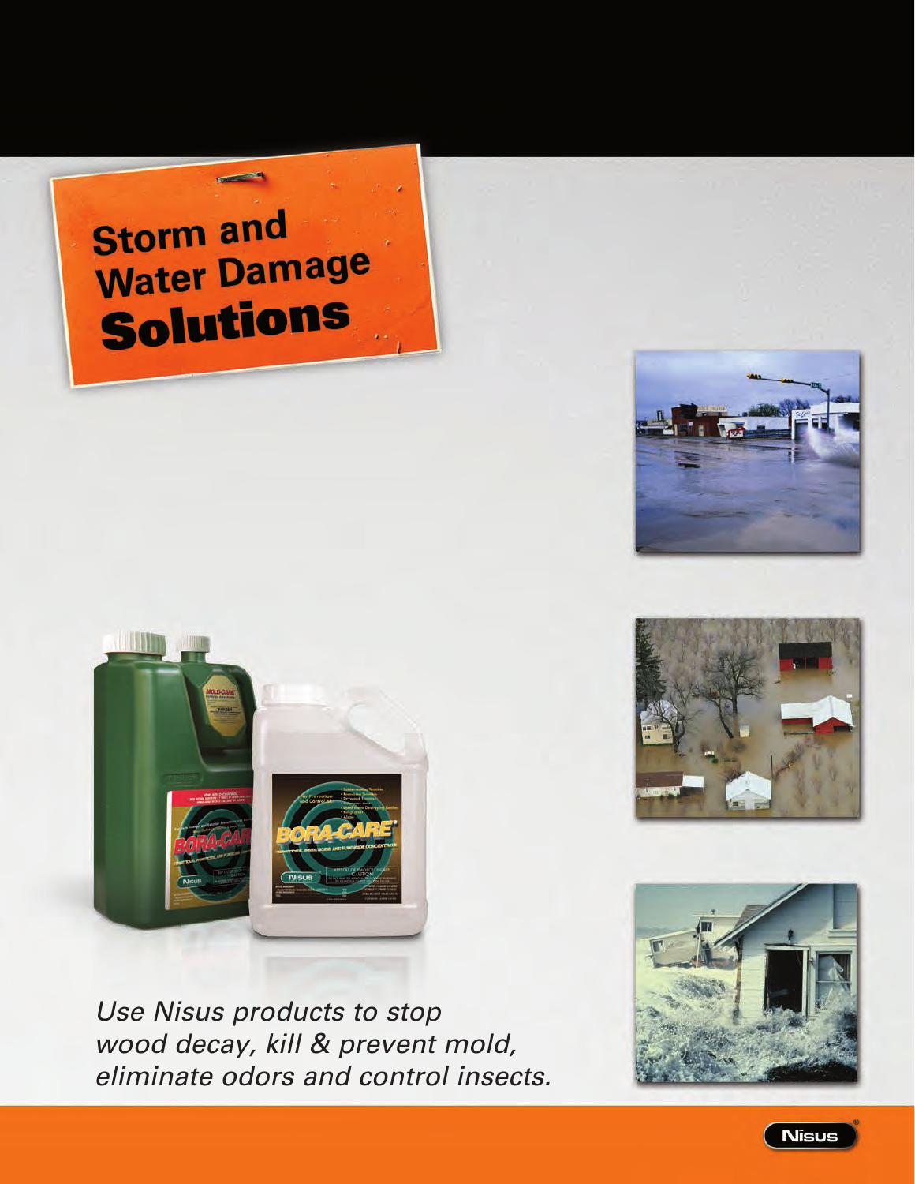# Storm and Water Damage Solutions

*Use Nisus products to stop wood decay, kill & prevent mold, eliminate odors and control insects.*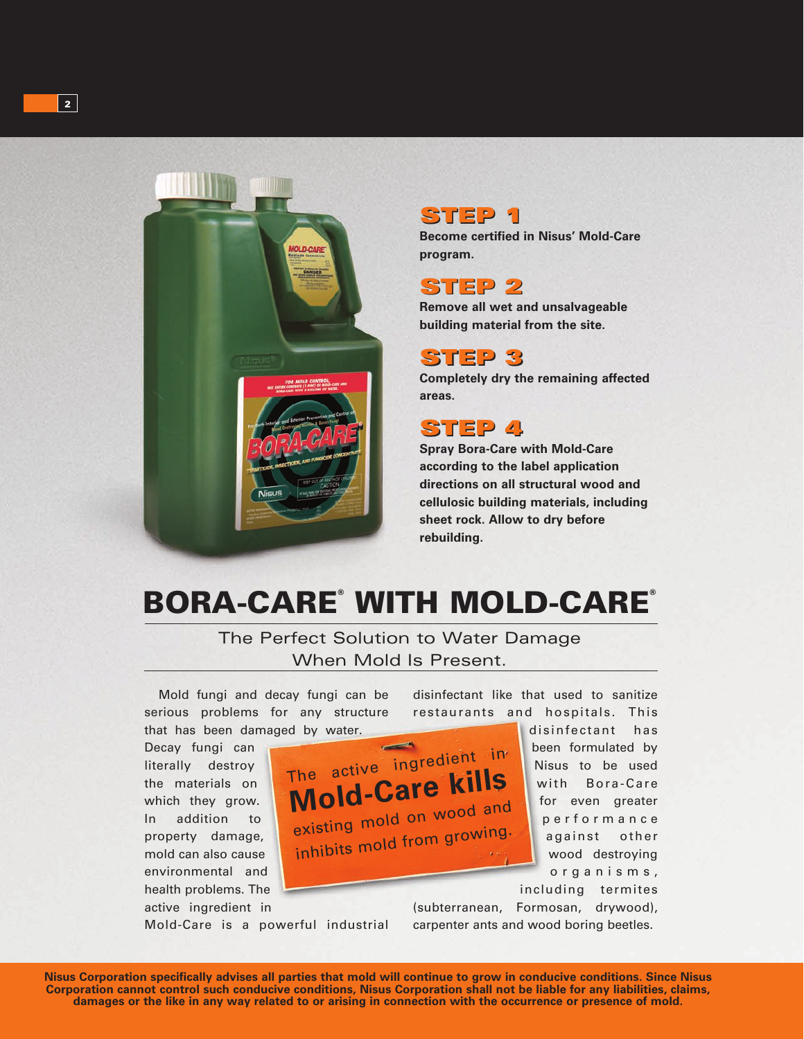## STEP 1

**Become certified in Nisus' Mold-Care program.**

## STEP 2

**Remove all wet and unsalvageable building material from the site.**

## STEP 3

**Completely dry the remaining affected areas.**

## STEP 4

**Spray Bora-Care with Mold-Care according to the label application directions on all structural wood and cellulosic building materials, including sheet rock. Allow to dry before rebuilding.**

# BORA-CARE® WITH MOLD-CARE®

The Perfect Solution to Water Damage When Mold Is Present.

Mold fungi and decay fungi can be serious problems for any structure that has been damaged by water. Decay fungi can literally destroy the materials on which they grow. In addition to property damage, mold can also cause environmental and health problems. The active ingredient in Mold-Care is a powerful industrial disinfectant like that used to sanitize restaurants and hospitals. This disinfectant has been formulated by Nisus to be used with Bora-Care for even greater performance against other wood destroying organisms, including termites (subterranean, Formosan, drywood), carpenter ants and wood boring beetles.

The active ingredient in **Mold-Care kills** existing mold on wood and inhibits mold from growing.

**Nisus Corporation specifically advises all parties that mold will continue to grow in conducive conditions. Since Nisus Corporation cannot control such conducive conditions, Nisus Corporation shall not be liable for any liabilities, claims, damages or the like in any way related to or arising in connection with the occurrence or presence of mold.**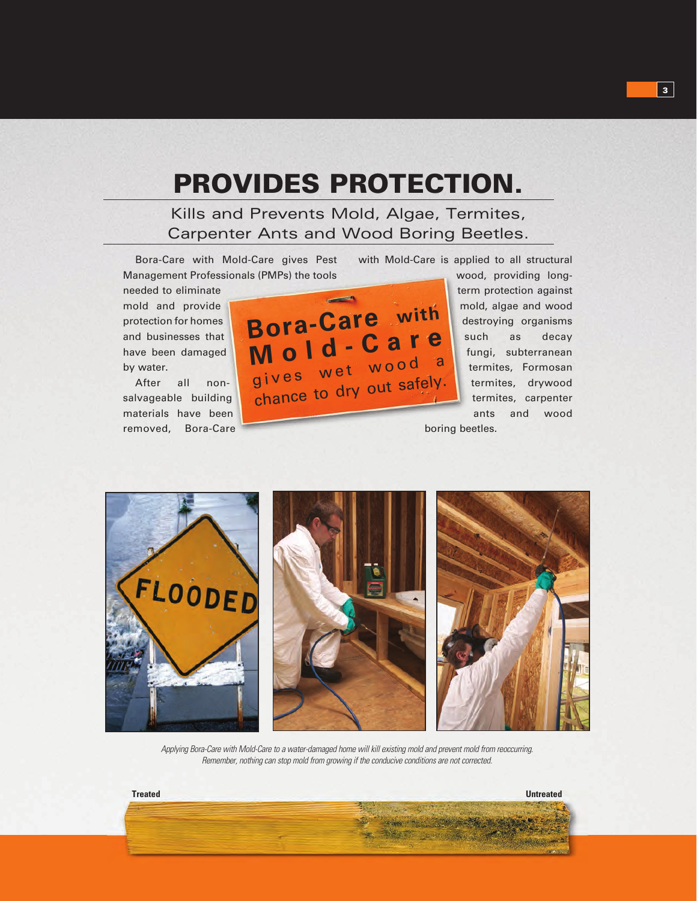# PROVIDES PROTECTION.

## Kills and Prevents Mold, Algae, Termites, Carpenter Ants and Wood Boring Beetles.

Bora-Care with Mold-Care gives Pest Management Professionals (PMPs) the tools needed to eliminate mold and provide protection for homes and businesses that have been damaged by water.

After all non-salvageable building materials have been removed, Bora-Care with Mold-Care is applied to all structural wood, providing long-term protection against mold, algae and wood destroying organisms such as decay fungi, subterranean termites, Formosan termites, drywood termites, carpenter ants and wood boring beetles.

**Bora-Care with Mold-Care gives wet wood a chance to dry out safely.**

*Applying Bora-Care with Mold-Care to a water-damaged home will kill existing mold and prevent mold from reoccurring. Remember, nothing can stop mold from growing if the conducive conditions are not corrected.*

**Treated** **Untreated**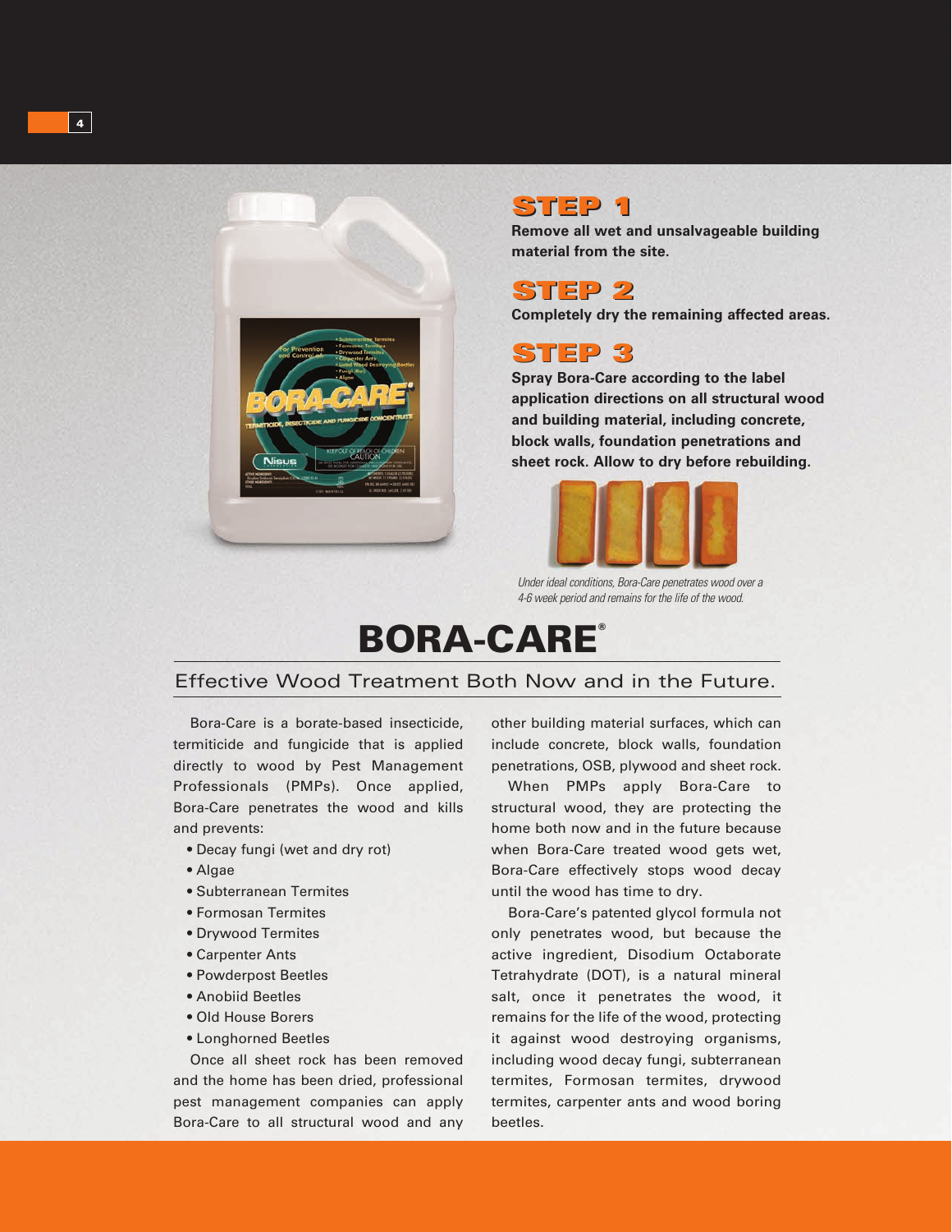### STEP 1

**Remove all wet and unsalvageable building material from the site.**

### STEP 2

**Completely dry the remaining affected areas.**

### STEP 3

**Spray Bora-Care according to the label application directions on all structural wood and building material, including concrete, block walls, foundation penetrations and sheet rock. Allow to dry before rebuilding.**

*Under ideal conditions, Bora-Care penetrates wood over a 4-6 week period and remains for the life of the wood.*

# BORA-CARE®

## Effective Wood Treatment Both Now and in the Future.

Bora-Care is a borate-based insecticide, termiticide and fungicide that is applied directly to wood by Pest Management Professionals (PMPs). Once applied, Bora-Care penetrates the wood and kills and prevents:

- Decay fungi (wet and dry rot)
- Algae
- Subterranean Termites
- Formosan Termites
- Drywood Termites
- Carpenter Ants
- Powderpost Beetles
- Anobiid Beetles
- Old House Borers
- Longhorned Beetles

Once all sheet rock has been removed and the home has been dried, professional pest management companies can apply Bora-Care to all structural wood and any other building material surfaces, which can include concrete, block walls, foundation penetrations, OSB, plywood and sheet rock.

When PMPs apply Bora-Care to structural wood, they are protecting the home both now and in the future because when Bora-Care treated wood gets wet, Bora-Care effectively stops wood decay until the wood has time to dry.

Bora-Care's patented glycol formula not only penetrates wood, but because the active ingredient, Disodium Octaborate Tetrahydrate (DOT), is a natural mineral salt, once it penetrates the wood, it remains for the life of the wood, protecting it against wood destroying organisms, including wood decay fungi, subterranean termites, Formosan termites, drywood termites, carpenter ants and wood boring beetles.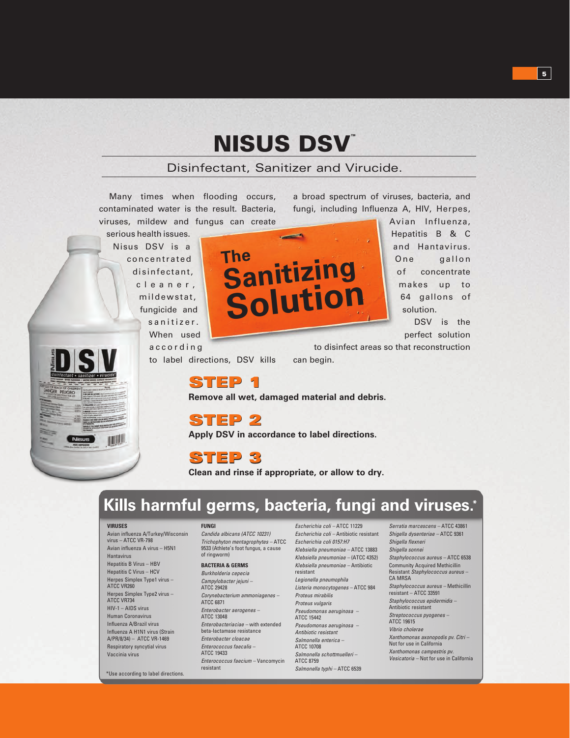# NISUS DSV™

## Disinfectant, Sanitizer and Virucide.

**The Sanitizing Solution**

Many times when flooding occurs, contaminated water is the result. Bacteria, viruses, mildew and fungus can create serious health issues.

Nisus DSV is a concentrated disinfectant, cleaner, mildewstat, fungicide and sanitizer. When used according to label directions, DSV kills a broad spectrum of viruses, bacteria, and fungi, including Influenza A, HIV, Herpes, Avian Influenza, Hepatitis B & C and Hantavirus. One gallon of concentrate makes up to 64 gallons of solution.

DSV is the perfect solution to disinfect areas so that reconstruction can begin.

### STEP 1

**Remove all wet, damaged material and debris.**

### STEP 2

**Apply DSV in accordance to label directions.**

### STEP 3

**Clean and rinse if appropriate, or allow to dry.**

## Kills harmful germs, bacteria, fungi and viruses.*

**VIRUSES**

- Avian influenza A/Turkey/Wisconsin virus – ATCC VR-798
- Avian influenza A virus – H5N1
- Hantavirus
- Hepatitis B Virus – HBV
- Hepatitis C Virus – HCV
- Herpes Simplex Type1 virus – ATCC VR260
- Herpes Simplex Type2 virus – ATCC VR734
- HIV-1 – AIDS virus
- Human Coronavirus
- Influenza A/Brazil virus
- Influenza A H1N1 virus (Strain A/PR/8/34) – ATCC VR-1469
- Respiratory syncytial virus
- Vaccinia virus

**FUNGI**

- *Candida albicans (ATCC 10231)*
- *Trichophyton mentagrophytes* – ATCC 9533 (Athlete's foot fungus, a cause of ringworm)

**BACTERIA & GERMS**

- *Burkholderia cepecia*
- *Campylobacter jejuni* – ATCC 29428
- *Corynebacterium ammoniagenes* – ATCC 6871
- *Enterobacter aerogenes* – ATCC 13048
- *Enterobacteriaciae* – with extended beta-lactamase resistance
- *Enterobacter cloacae*
- *Enterococcus faecalis* – ATCC 19433
- *Enterococcus faecium* – Vancomycin resistant
- *Escherichia coli* – ATCC 11229
- *Escherichia coli* – Antibiotic resistant
- *Escherichia coli 0157:H7*
- *Klebsiella pneumoniae* – ATCC 13883
- *Klebsiella pneumoniae* – (ATCC 4352)
- *Klebsiella pneumoniae* – Antibiotic resistant
- *Legionella pneumophila*
- *Listeria monocytogenes* – ATCC 984
- *Proteus mirabilis*
- *Proteus vulgaris*
- *Pseudomonas aeruginosa* – ATCC 15442
- *Pseudomonas aeruginosa* – *Antibiotic resistant*
- *Salmonella enterica* – ATCC 10708
- *Salmonella schottmuelleri* – ATCC 8759
- *Salmonella typhi* – ATCC 6539
- *Serratia marcescens* – ATCC 43861
- *Shigella dysenteriae* – ATCC 9361
- *Shigella flexneri*
- *Shigella sonnei*
- *Staphylococcus aureus* – ATCC 6538
- Community Acquired Methicillin Resistant *Staphylococcus aureus* – CA MRSA
- *Staphylococcus aureus* – Methicillin resistant – ATCC 33591
- *Staphylococcus epidermidis* – Antibiotic resistant
- *Streptococcus pyogenes* – ATCC 19615
- *Vibrio cholerae*
- *Xanthomonas axonopodis pv. Citri* – Not for use in California
- *Xanthomonas campestris pv. Vesicatoria* – Not for use in California

*Use according to label directions.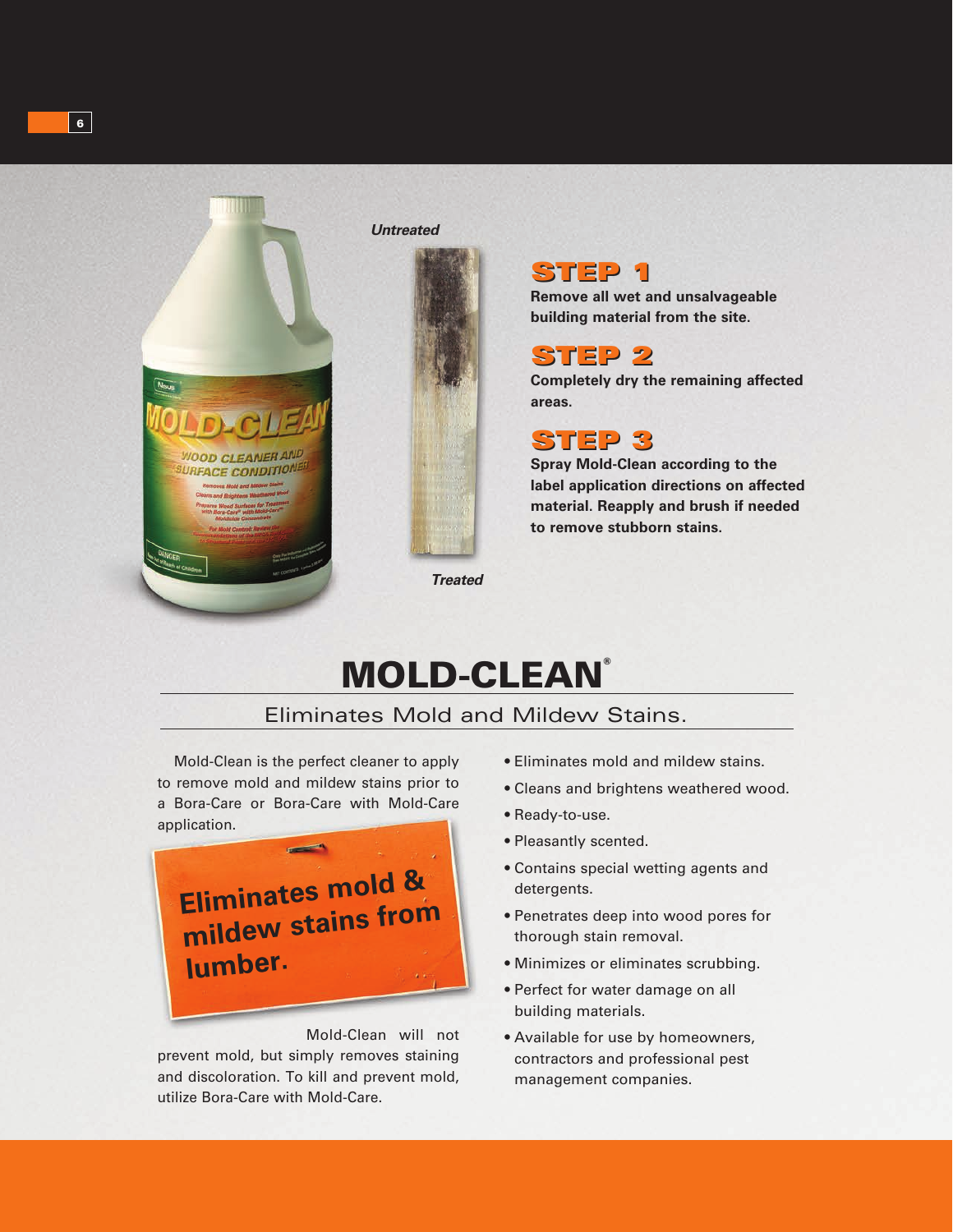*Untreated*

*Treated*

## STEP 1

**Remove all wet and unsalvageable building material from the site.**

## STEP 2

**Completely dry the remaining affected areas.**

## STEP 3

**Spray Mold-Clean according to the label application directions on affected material. Reapply and brush if needed to remove stubborn stains.**

# MOLD-CLEAN®

## Eliminates Mold and Mildew Stains.

Mold-Clean is the perfect cleaner to apply to remove mold and mildew stains prior to a Bora-Care or Bora-Care with Mold-Care application.

**Eliminates mold & mildew stains from lumber.**

Mold-Clean will not prevent mold, but simply removes staining and discoloration. To kill and prevent mold, utilize Bora-Care with Mold-Care.

- Eliminates mold and mildew stains.
- Cleans and brightens weathered wood.
- Ready-to-use.
- Pleasantly scented.
- Contains special wetting agents and detergents.
- Penetrates deep into wood pores for thorough stain removal.
- Minimizes or eliminates scrubbing.
- Perfect for water damage on all building materials.
- Available for use by homeowners, contractors and professional pest management companies.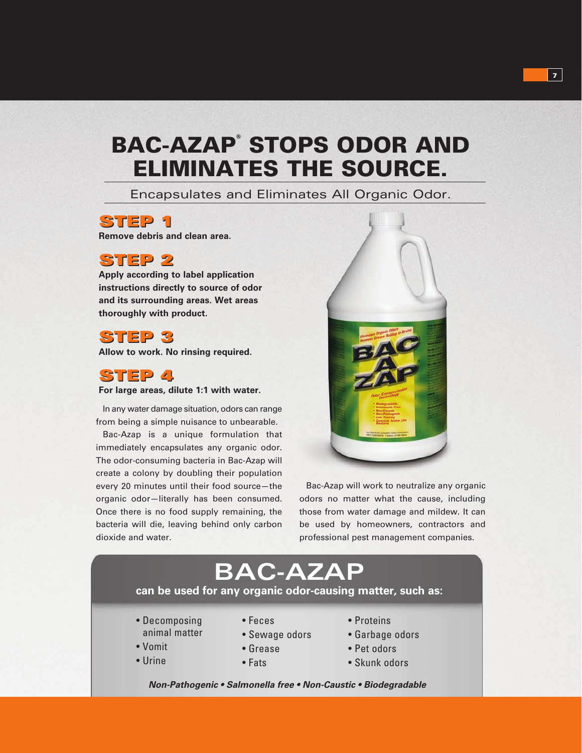# BAC-AZAP® STOPS ODOR AND ELIMINATES THE SOURCE.

Encapsulates and Eliminates All Organic Odor.

## STEP 1

**Remove debris and clean area.**

## STEP 2

**Apply according to label application instructions directly to source of odor and its surrounding areas. Wet areas thoroughly with product.**

## STEP 3

**Allow to work. No rinsing required.**

## STEP 4

**For large areas, dilute 1:1 with water.**

In any water damage situation, odors can range from being a simple nuisance to unbearable.

Bac-Azap is a unique formulation that immediately encapsulates any organic odor. The odor-consuming bacteria in Bac-Azap will create a colony by doubling their population every 20 minutes until their food source—the organic odor—literally has been consumed. Once there is no food supply remaining, the bacteria will die, leaving behind only carbon dioxide and water.

Bac-Azap will work to neutralize any organic odors no matter what the cause, including those from water damage and mildew. It can be used by homeowners, contractors and professional pest management companies.

## BAC-AZAP

**can be used for any organic odor-causing matter, such as:**

- Decomposing animal matter
- Vomit
- Urine
- Feces
- Sewage odors
- Grease
- Fats
- Proteins
- Garbage odors
- Pet odors
- Skunk odors

***Non-Pathogenic • Salmonella free • Non-Caustic • Biodegradable***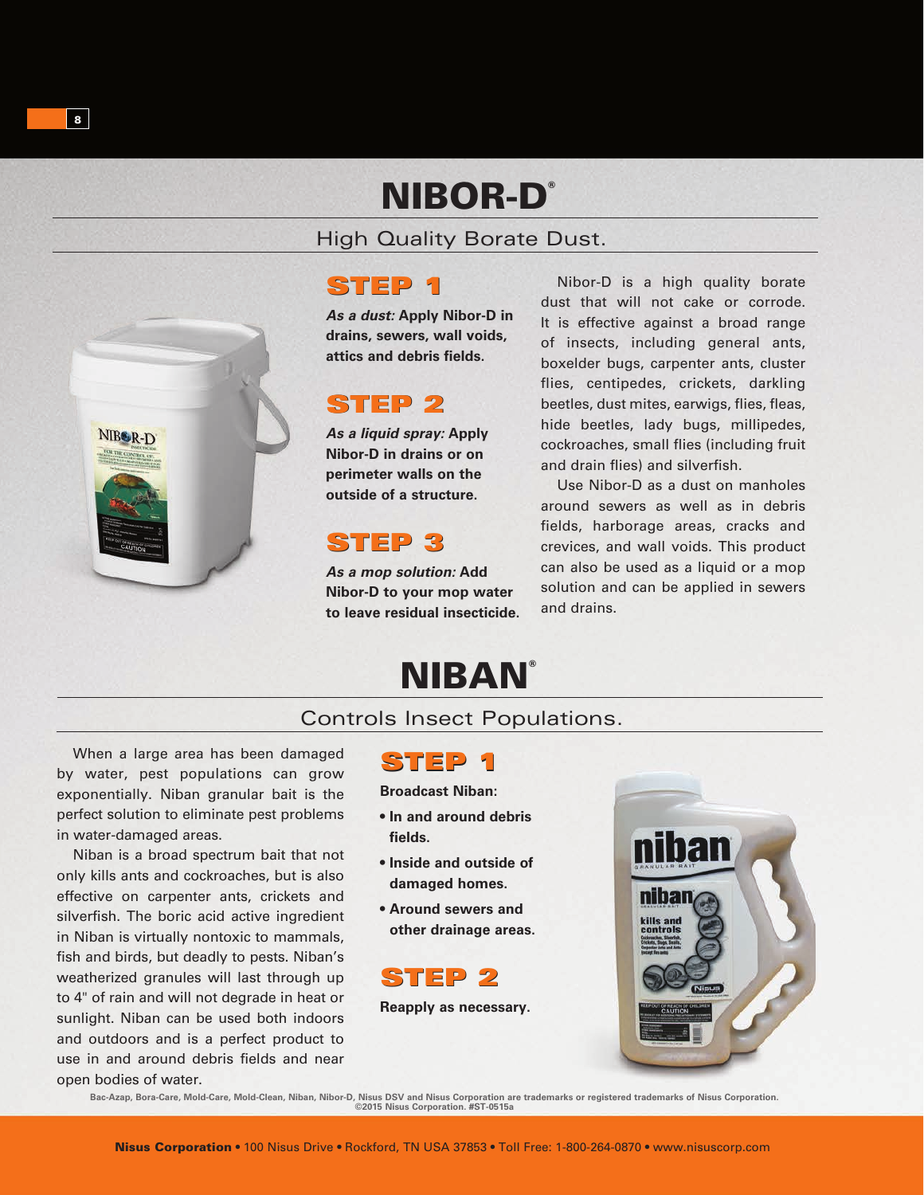# NIBOR-D®

## High Quality Borate Dust.

### STEP 1

***As a dust:* Apply Nibor-D in drains, sewers, wall voids, attics and debris fields.**

### STEP 2

***As a liquid spray:* Apply Nibor-D in drains or on perimeter walls on the outside of a structure.**

### STEP 3

***As a mop solution:* Add Nibor-D to your mop water to leave residual insecticide.**

Nibor-D is a high quality borate dust that will not cake or corrode. It is effective against a broad range of insects, including general ants, boxelder bugs, carpenter ants, cluster flies, centipedes, crickets, darkling beetles, dust mites, earwigs, flies, fleas, hide beetles, lady bugs, millipedes, cockroaches, small flies (including fruit and drain flies) and silverfish.

Use Nibor-D as a dust on manholes around sewers as well as in debris fields, harborage areas, cracks and crevices, and wall voids. This product can also be used as a liquid or a mop solution and can be applied in sewers and drains.

# NIBAN®

## Controls Insect Populations.

When a large area has been damaged by water, pest populations can grow exponentially. Niban granular bait is the perfect solution to eliminate pest problems in water-damaged areas.

Niban is a broad spectrum bait that not only kills ants and cockroaches, but is also effective on carpenter ants, crickets and silverfish. The boric acid active ingredient in Niban is virtually nontoxic to mammals, fish and birds, but deadly to pests. Niban's weatherized granules will last through up to 4" of rain and will not degrade in heat or sunlight. Niban can be used both indoors and outdoors and is a perfect product to use in and around debris fields and near open bodies of water.

### STEP 1

**Broadcast Niban:**

- **In and around debris fields.**
- **Inside and outside of damaged homes.**
- **Around sewers and other drainage areas.**

### STEP 2

**Reapply as necessary.**

Bac-Azap, Bora-Care, Mold-Care, Mold-Clean, Niban, Nibor-D, Nisus DSV and Nisus Corporation are trademarks or registered trademarks of Nisus Corporation.
©2015 Nisus Corporation. #ST-0515a

**Nisus Corporation** • 100 Nisus Drive • Rockford, TN USA 37853 • Toll Free: 1-800-264-0870 • www.nisuscorp.com